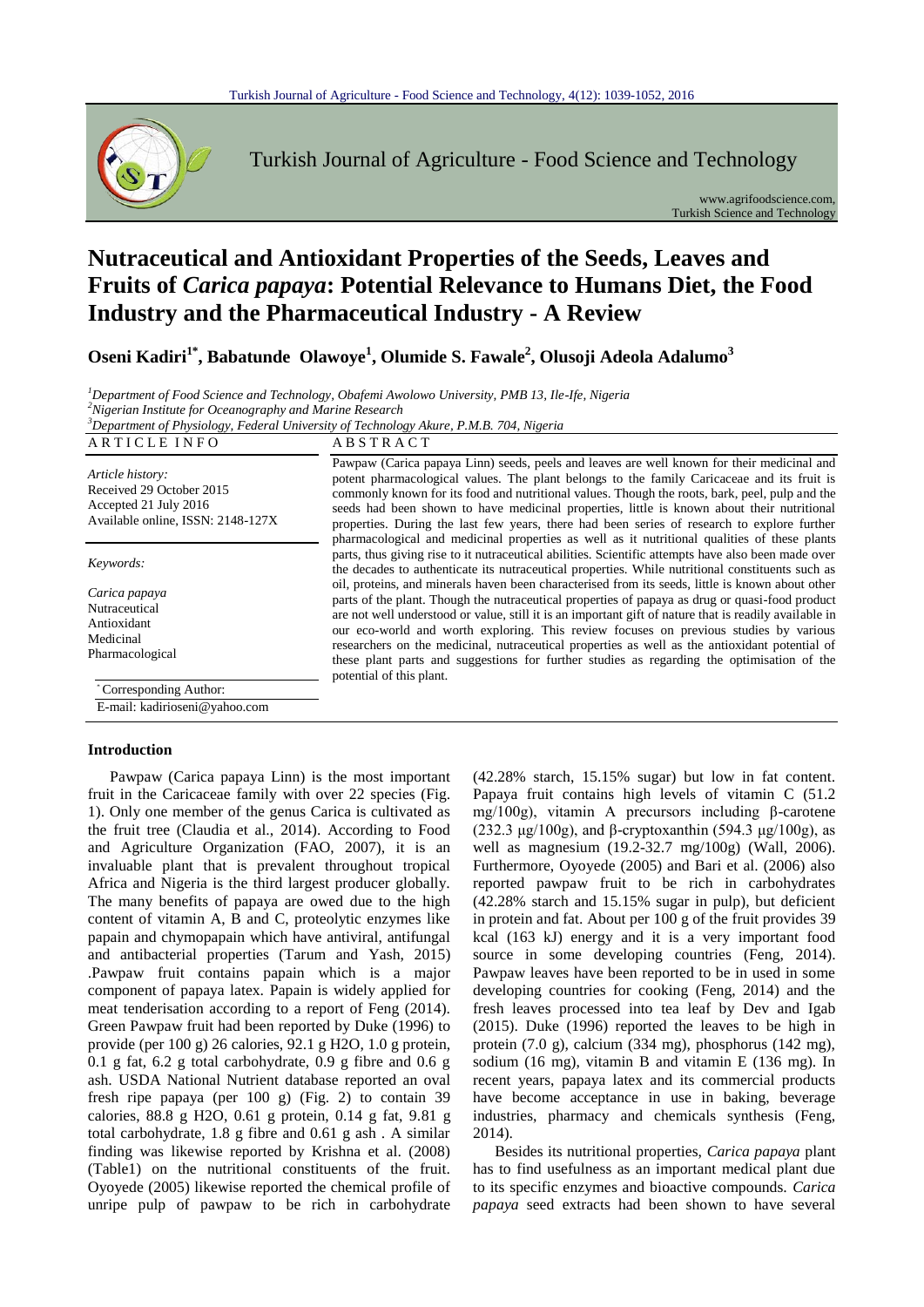# Nutraceutical and Antioxidant Properties of the Seeds, Leaves and Fruits of *Carica papaya*: Potential Relevance to Humans Diet, the Food Industry and the Pharmaceutical Industry - A Review

**Oseni Kadiri[1*], Babatunde Olawoye[1], Olumide S. Fawale[2], Olusoji Adeola Adalumo[3]**

[1]Department of Food Science and Technology, Obafemi Awolowo University, PMB 13, Ile-Ife, Nigeria
[2]Nigerian Institute for Oceanography and Marine Research
[3]Department of Physiology, Federal University of Technology Akure, P.M.B. 704, Nigeria

**ARTICLE INFO**

*Article history:*
Received 29 October 2015
Accepted 21 July 2016
Available online, ISSN: 2148-127X

*Keywords:*
*Carica papaya*
Nutraceutical
Antioxidant
Medicinal
Pharmacological

*Corresponding Author:
E-mail: kadirioseni@yahoo.com

**ABSTRACT**

Pawpaw (Carica papaya Linn) seeds, peels and leaves are well known for their medicinal and potent pharmacological values. The plant belongs to the family Caricaceae and its fruit is commonly known for its food and nutritional values. Though the roots, bark, peel, pulp and the seeds had been shown to have medicinal properties, little is known about their nutritional properties. During the last few years, there had been series of research to explore further pharmacological and medicinal properties as well as it nutritional qualities of these plants parts, thus giving rise to it nutraceutical abilities. Scientific attempts have also been made over the decades to authenticate its nutraceutical properties. While nutritional constituents such as oil, proteins, and minerals haven been characterised from its seeds, little is known about other parts of the plant. Though the nutraceutical properties of papaya as drug or quasi-food product are not well understood or value, still it is an important gift of nature that is readily available in our eco-world and worth exploring. This review focuses on previous studies by various researchers on the medicinal, nutraceutical properties as well as the antioxidant potential of these plant parts and suggestions for further studies as regarding the optimisation of the potential of this plant.

## Introduction

Pawpaw (Carica papaya Linn) is the most important fruit in the Caricaceae family with over 22 species (Fig. 1). Only one member of the genus Carica is cultivated as the fruit tree (Claudia et al., 2014). According to Food and Agriculture Organization (FAO, 2007), it is an invaluable plant that is prevalent throughout tropical Africa and Nigeria is the third largest producer globally. The many benefits of papaya are owed due to the high content of vitamin A, B and C, proteolytic enzymes like papain and chymopapain which have antiviral, antifungal and antibacterial properties (Tarum and Yash, 2015) .Pawpaw fruit contains papain which is a major component of papaya latex. Papain is widely applied for meat tenderisation according to a report of Feng (2014). Green Pawpaw fruit had been reported by Duke (1996) to provide (per 100 g) 26 calories, 92.1 g H2O, 1.0 g protein, 0.1 g fat, 6.2 g total carbohydrate, 0.9 g fibre and 0.6 g ash. USDA National Nutrient database reported an oval fresh ripe papaya (per 100 g) (Fig. 2) to contain 39 calories, 88.8 g H2O, 0.61 g protein, 0.14 g fat, 9.81 g total carbohydrate, 1.8 g fibre and 0.61 g ash . A similar finding was likewise reported by Krishna et al. (2008) (Table1) on the nutritional constituents of the fruit. Oyoyede (2005) likewise reported the chemical profile of unripe pulp of pawpaw to be rich in carbohydrate (42.28% starch, 15.15% sugar) but low in fat content. Papaya fruit contains high levels of vitamin C (51.2 mg/100g), vitamin A precursors including β-carotene (232.3 μg/100g), and β-cryptoxanthin (594.3 μg/100g), as well as magnesium (19.2-32.7 mg/100g) (Wall, 2006). Furthermore, Oyoyede (2005) and Bari et al. (2006) also reported pawpaw fruit to be rich in carbohydrates (42.28% starch and 15.15% sugar in pulp), but deficient in protein and fat. About per 100 g of the fruit provides 39 kcal (163 kJ) energy and it is a very important food source in some developing countries (Feng, 2014). Pawpaw leaves have been reported to be in used in some developing countries for cooking (Feng, 2014) and the fresh leaves processed into tea leaf by Dev and Igab (2015). Duke (1996) reported the leaves to be high in protein (7.0 g), calcium (334 mg), phosphorus (142 mg), sodium (16 mg), vitamin B and vitamin E (136 mg). In recent years, papaya latex and its commercial products have become acceptance in use in baking, beverage industries, pharmacy and chemicals synthesis (Feng, 2014).

Besides its nutritional properties, *Carica papaya* plant has to find usefulness as an important medical plant due to its specific enzymes and bioactive compounds. *Carica papaya* seed extracts had been shown to have several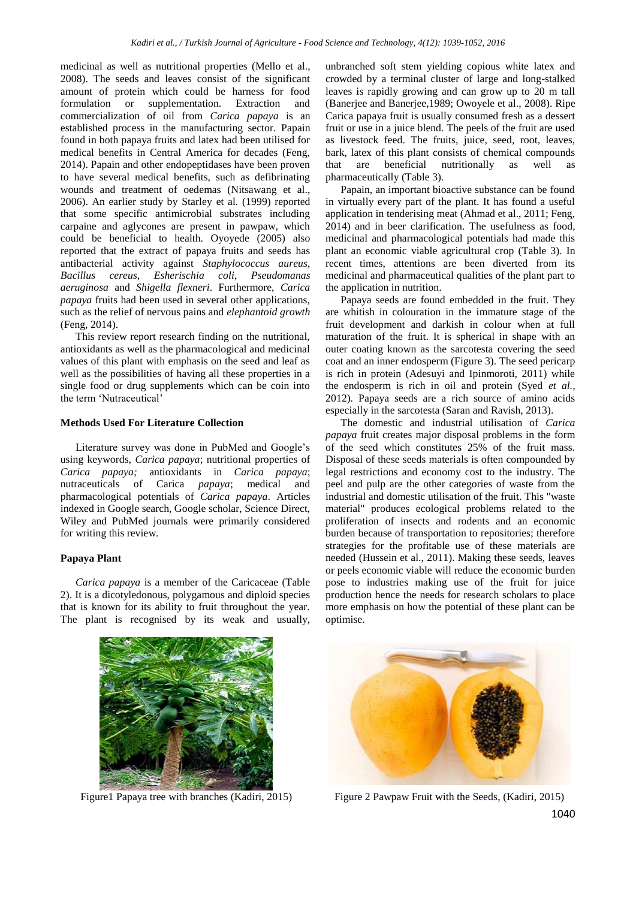medicinal as well as nutritional properties (Mello et al., 2008). The seeds and leaves consist of the significant amount of protein which could be harness for food formulation or supplementation. Extraction and commercialization of oil from *Carica papaya* is an established process in the manufacturing sector. Papain found in both papaya fruits and latex had been utilised for medical benefits in Central America for decades (Feng, 2014). Papain and other endopeptidases have been proven to have several medical benefits, such as defibrinating wounds and treatment of oedemas (Nitsawang et al., 2006). An earlier study by Starley et al. (1999) reported that some specific antimicrobial substrates including carpaine and aglycones are present in pawpaw, which could be beneficial to health. Oyoyede (2005) also reported that the extract of papaya fruits and seeds has antibacterial activity against *Staphylococcus aureus*, *Bacillus cereus*, *Esherischia coli*, *Pseudomanas aeruginosa* and *Shigella flexneri*. Furthermore, *Carica papaya* fruits had been used in several other applications, such as the relief of nervous pains and *elephantoid growth* (Feng, 2014).

This review report research finding on the nutritional, antioxidants as well as the pharmacological and medicinal values of this plant with emphasis on the seed and leaf as well as the possibilities of having all these properties in a single food or drug supplements which can be coin into the term 'Nutraceutical'

## Methods Used For Literature Collection

Literature survey was done in PubMed and Google's using keywords, *Carica papaya*; nutritional properties of *Carica papaya;* antioxidants in *Carica papaya*; nutraceuticals of Carica *papaya*; medical and pharmacological potentials of *Carica papaya*. Articles indexed in Google search, Google scholar, Science Direct, Wiley and PubMed journals were primarily considered for writing this review.

## Papaya Plant

*Carica papaya* is a member of the Caricaceae (Table 2). It is a dicotyledonous, polygamous and diploid species that is known for its ability to fruit throughout the year. The plant is recognised by its weak and usually, unbranched soft stem yielding copious white latex and crowded by a terminal cluster of large and long-stalked leaves is rapidly growing and can grow up to 20 m tall (Banerjee and Banerjee,1989; Owoyele et al., 2008). Ripe Carica papaya fruit is usually consumed fresh as a dessert fruit or use in a juice blend. The peels of the fruit are used as livestock feed. The fruits, juice, seed, root, leaves, bark, latex of this plant consists of chemical compounds that are beneficial nutritionally as well as pharmaceutically (Table 3).

Papain, an important bioactive substance can be found in virtually every part of the plant. It has found a useful application in tenderising meat (Ahmad et al., 2011; Feng, 2014) and in beer clarification. The usefulness as food, medicinal and pharmacological potentials had made this plant an economic viable agricultural crop (Table 3). In recent times, attentions are been diverted from its medicinal and pharmaceutical qualities of the plant part to the application in nutrition.

Papaya seeds are found embedded in the fruit. They are whitish in colouration in the immature stage of the fruit development and darkish in colour when at full maturation of the fruit. It is spherical in shape with an outer coating known as the sarcotesta covering the seed coat and an inner endosperm (Figure 3). The seed pericarp is rich in protein (Adesuyi and Ipinmoroti, 2011) while the endosperm is rich in oil and protein (Syed *et al.,* 2012). Papaya seeds are a rich source of amino acids especially in the sarcotesta (Saran and Ravish, 2013).

The domestic and industrial utilisation of *Carica papaya* fruit creates major disposal problems in the form of the seed which constitutes 25% of the fruit mass. Disposal of these seeds materials is often compounded by legal restrictions and economy cost to the industry. The peel and pulp are the other categories of waste from the industrial and domestic utilisation of the fruit. This "waste material" produces ecological problems related to the proliferation of insects and rodents and an economic burden because of transportation to repositories; therefore strategies for the profitable use of these materials are needed (Hussein et al., 2011). Making these seeds, leaves or peels economic viable will reduce the economic burden pose to industries making use of the fruit for juice production hence the needs for research scholars to place more emphasis on how the potential of these plant can be optimise.

Figure1 Papaya tree with branches (Kadiri, 2015)

Figure 2 Pawpaw Fruit with the Seeds, (Kadiri, 2015)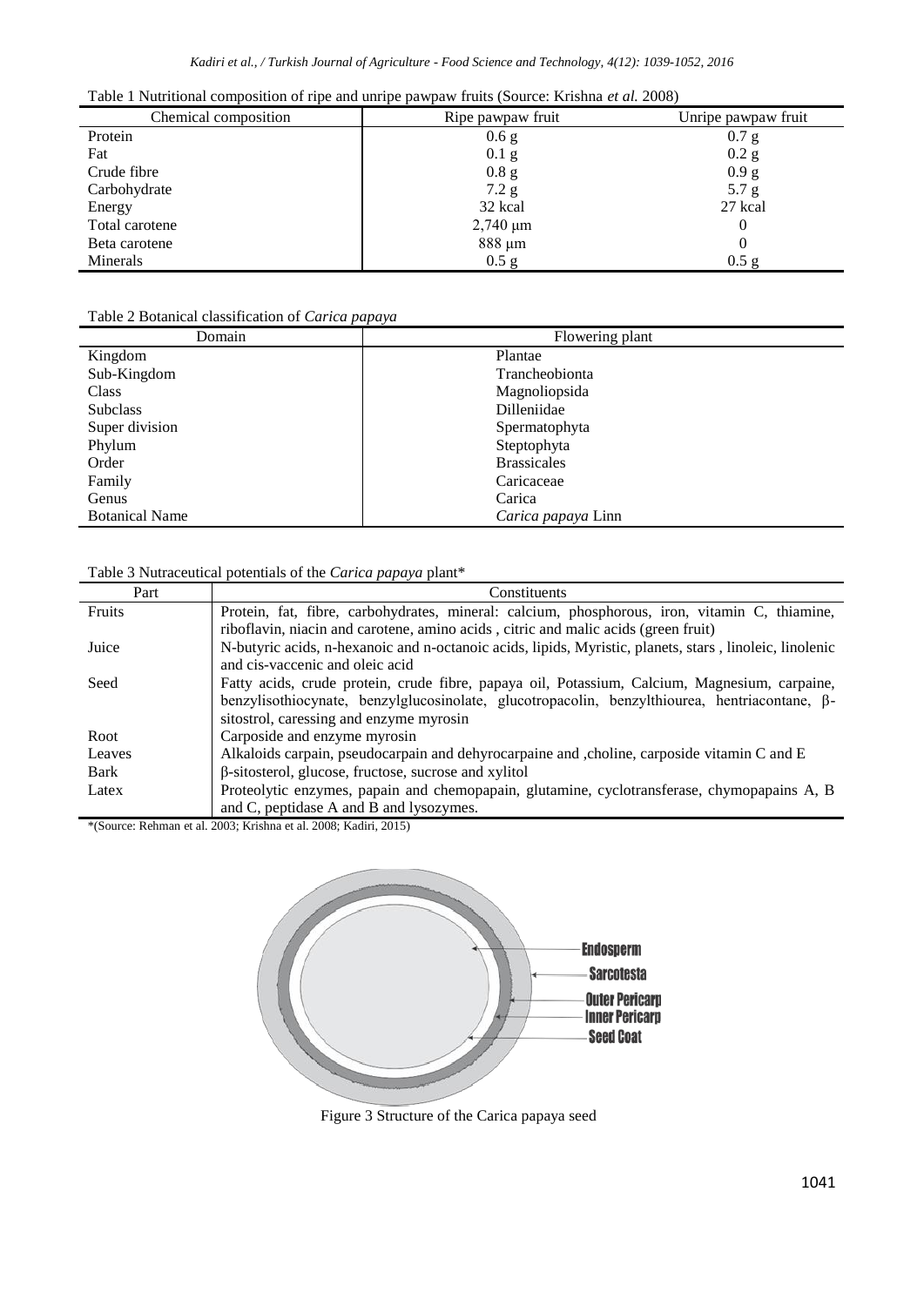Table 1 Nutritional composition of ripe and unripe pawpaw fruits (Source: Krishna *et al.* 2008)

| Chemical composition | Ripe pawpaw fruit | Unripe pawpaw fruit |
|---|---|---|
| Protein | 0.6 g | 0.7 g |
| Fat | 0.1 g | 0.2 g |
| Crude fibre | 0.8 g | 0.9 g |
| Carbohydrate | 7.2 g | 5.7 g |
| Energy | 32 kcal | 27 kcal |
| Total carotene | 2,740 μm | 0 |
| Beta carotene | 888 μm | 0 |
| Minerals | 0.5 g | 0.5 g |

Table 2 Botanical classification of *Carica papaya*

| Domain | Flowering plant |
|---|---|
| Kingdom | Plantae |
| Sub-Kingdom | Trancheobionta |
| Class | Magnoliopsida |
| Subclass | Dilleniidae |
| Super division | Spermatophyta |
| Phylum | Steptophyta |
| Order | Brassicales |
| Family | Caricaceae |
| Genus | Carica |
| Botanical Name | *Carica papaya* Linn |

Table 3 Nutraceutical potentials of the *Carica papaya* plant*

| Part | Constituents |
|---|---|
| Fruits | Protein, fat, fibre, carbohydrates, mineral: calcium, phosphorous, iron, vitamin C, thiamine, riboflavin, niacin and carotene, amino acids , citric and malic acids (green fruit) |
| Juice | N-butyric acids, n-hexanoic and n-octanoic acids, lipids, Myristic, planets, stars , linoleic, linolenic and cis-vaccenic and oleic acid |
| Seed | Fatty acids, crude protein, crude fibre, papaya oil, Potassium, Calcium, Magnesium, carpaine, benzylisothiocynate, benzylglucosinolate, glucotropacolin, benzylthiourea, hentriacontane, β-sitostrol, caressing and enzyme myrosin |
| Root | Carposide and enzyme myrosin |
| Leaves | Alkaloids carpain, pseudocarpain and dehyrocarpaine and ,choline, carposide vitamin C and E |
| Bark | β-sitosterol, glucose, fructose, sucrose and xylitol |
| Latex | Proteolytic enzymes, papain and chemopapain, glutamine, cyclotransferase, chymopapains A, B and C, peptidase A and B and lysozymes. |

*(Source: Rehman et al. 2003; Krishna et al. 2008; Kadiri, 2015)

Endosperm
Sarcotesta
Outer Pericarp
Inner Pericarp
Seed Coat

Figure 3 Structure of the Carica papaya seed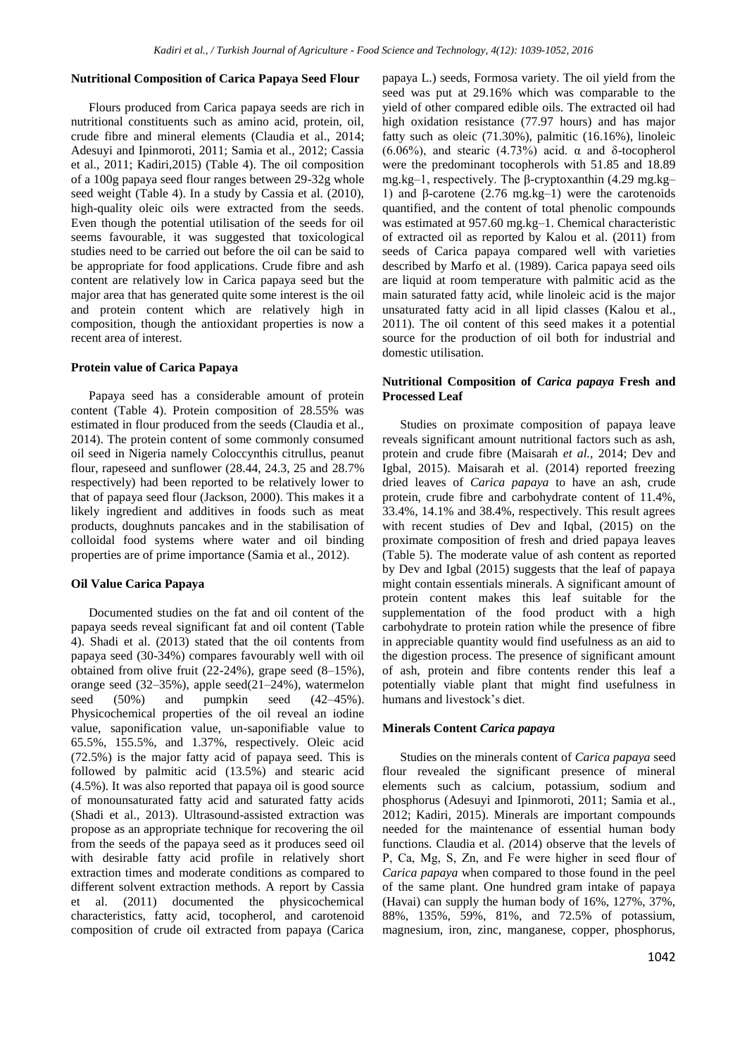#### Nutritional Composition of Carica Papaya Seed Flour

Flours produced from Carica papaya seeds are rich in nutritional constituents such as amino acid, protein, oil, crude fibre and mineral elements (Claudia et al., 2014; Adesuyi and Ipinmoroti, 2011; Samia et al., 2012; Cassia et al., 2011; Kadiri,2015) (Table 4). The oil composition of a 100g papaya seed flour ranges between 29-32g whole seed weight (Table 4). In a study by Cassia et al. (2010), high-quality oleic oils were extracted from the seeds. Even though the potential utilisation of the seeds for oil seems favourable, it was suggested that toxicological studies need to be carried out before the oil can be said to be appropriate for food applications. Crude fibre and ash content are relatively low in Carica papaya seed but the major area that has generated quite some interest is the oil and protein content which are relatively high in composition, though the antioxidant properties is now a recent area of interest.

#### Protein value of Carica Papaya

Papaya seed has a considerable amount of protein content (Table 4). Protein composition of 28.55% was estimated in flour produced from the seeds (Claudia et al., 2014). The protein content of some commonly consumed oil seed in Nigeria namely Coloccynthis citrullus, peanut flour, rapeseed and sunflower (28.44, 24.3, 25 and 28.7% respectively) had been reported to be relatively lower to that of papaya seed flour (Jackson, 2000). This makes it a likely ingredient and additives in foods such as meat products, doughnuts pancakes and in the stabilisation of colloidal food systems where water and oil binding properties are of prime importance (Samia et al., 2012).

#### Oil Value Carica Papaya

Documented studies on the fat and oil content of the papaya seeds reveal significant fat and oil content (Table 4). Shadi et al. (2013) stated that the oil contents from papaya seed (30-34%) compares favourably well with oil obtained from olive fruit (22-24%), grape seed (8–15%), orange seed (32–35%), apple seed(21–24%), watermelon seed (50%) and pumpkin seed (42–45%). Physicochemical properties of the oil reveal an iodine value, saponification value, un-saponifiable value to 65.5%, 155.5%, and 1.37%, respectively. Oleic acid (72.5%) is the major fatty acid of papaya seed. This is followed by palmitic acid (13.5%) and stearic acid (4.5%). It was also reported that papaya oil is good source of monounsaturated fatty acid and saturated fatty acids (Shadi et al., 2013). Ultrasound-assisted extraction was propose as an appropriate technique for recovering the oil from the seeds of the papaya seed as it produces seed oil with desirable fatty acid profile in relatively short extraction times and moderate conditions as compared to different solvent extraction methods. A report by Cassia et al. (2011) documented the physicochemical characteristics, fatty acid, tocopherol, and carotenoid composition of crude oil extracted from papaya (Carica papaya L.) seeds, Formosa variety. The oil yield from the seed was put at 29.16% which was comparable to the yield of other compared edible oils. The extracted oil had high oxidation resistance (77.97 hours) and has major fatty such as oleic (71.30%), palmitic (16.16%), linoleic (6.06%), and stearic (4.73%) acid. α and δ-tocopherol were the predominant tocopherols with 51.85 and 18.89 mg.kg–1, respectively. The β-cryptoxanthin (4.29 mg.kg–1) and β-carotene (2.76 mg.kg–1) were the carotenoids quantified, and the content of total phenolic compounds was estimated at 957.60 mg.kg–1. Chemical characteristic of extracted oil as reported by Kalou et al. (2011) from seeds of Carica papaya compared well with varieties described by Marfo et al. (1989). Carica papaya seed oils are liquid at room temperature with palmitic acid as the main saturated fatty acid, while linoleic acid is the major unsaturated fatty acid in all lipid classes (Kalou et al., 2011). The oil content of this seed makes it a potential source for the production of oil both for industrial and domestic utilisation.

#### Nutritional Composition of *Carica papaya* Fresh and Processed Leaf

Studies on proximate composition of papaya leave reveals significant amount nutritional factors such as ash, protein and crude fibre (Maisarah *et al.,* 2014; Dev and Igbal, 2015). Maisarah et al. (2014) reported freezing dried leaves of *Carica papaya* to have an ash, crude protein, crude fibre and carbohydrate content of 11.4%, 33.4%, 14.1% and 38.4%, respectively. This result agrees with recent studies of Dev and Iqbal, (2015) on the proximate composition of fresh and dried papaya leaves (Table 5). The moderate value of ash content as reported by Dev and Igbal (2015) suggests that the leaf of papaya might contain essentials minerals. A significant amount of protein content makes this leaf suitable for the supplementation of the food product with a high carbohydrate to protein ration while the presence of fibre in appreciable quantity would find usefulness as an aid to the digestion process. The presence of significant amount of ash, protein and fibre contents render this leaf a potentially viable plant that might find usefulness in humans and livestock's diet.

#### Minerals Content *Carica papaya*

Studies on the minerals content of *Carica papaya* seed flour revealed the significant presence of mineral elements such as calcium, potassium, sodium and phosphorus (Adesuyi and Ipinmoroti, 2011; Samia et al., 2012; Kadiri, 2015). Minerals are important compounds needed for the maintenance of essential human body functions. Claudia et al. *(*2014) observe that the levels of P, Ca, Mg, S, Zn, and Fe were higher in seed flour of *Carica papaya* when compared to those found in the peel of the same plant. One hundred gram intake of papaya (Havai) can supply the human body of 16%, 127%, 37%, 88%, 135%, 59%, 81%, and 72.5% of potassium, magnesium, iron, zinc, manganese, copper, phosphorus,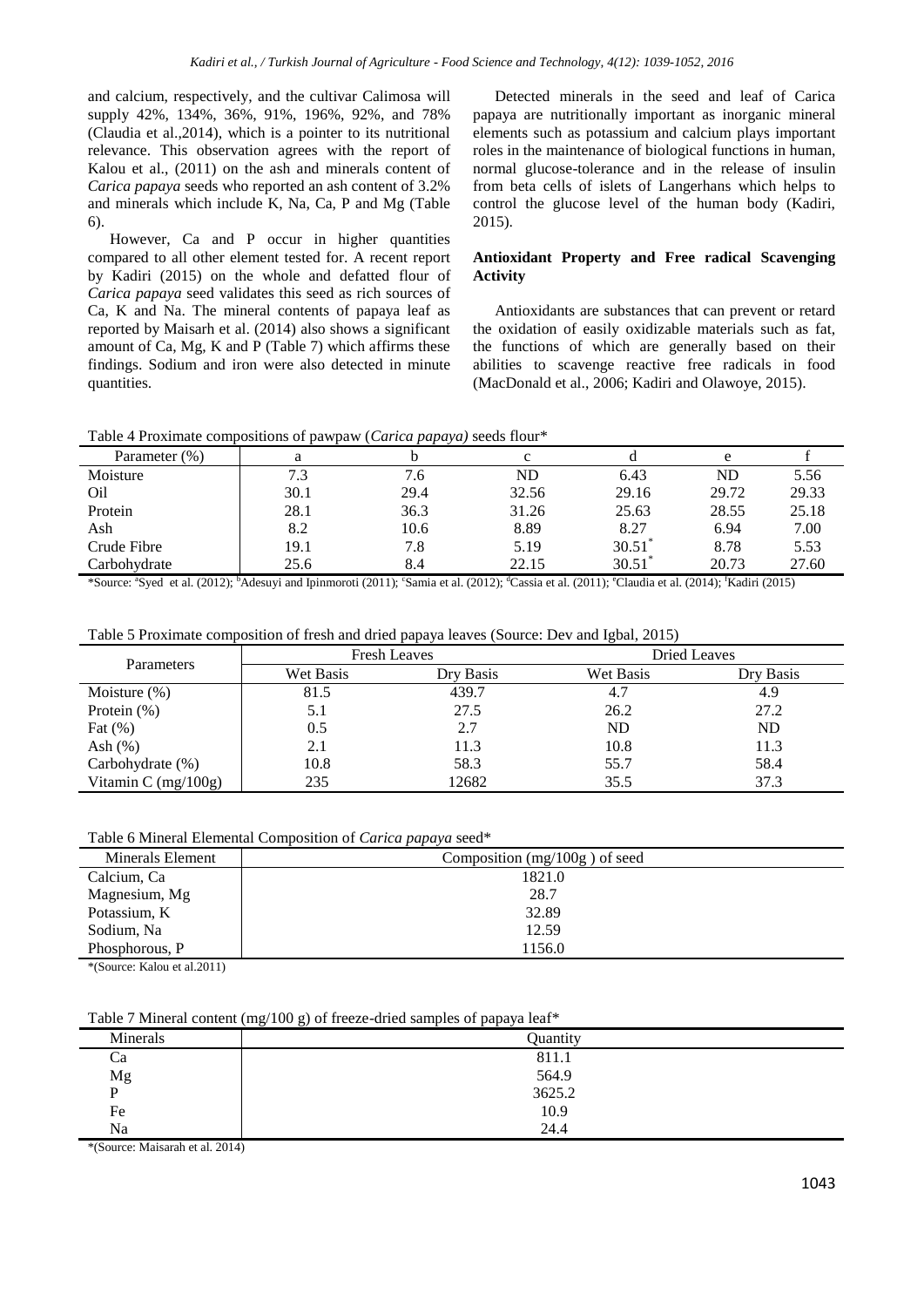and calcium, respectively, and the cultivar Calimosa will supply 42%, 134%, 36%, 91%, 196%, 92%, and 78% (Claudia et al.,2014), which is a pointer to its nutritional relevance. This observation agrees with the report of Kalou et al., (2011) on the ash and minerals content of *Carica papaya* seeds who reported an ash content of 3.2% and minerals which include K, Na, Ca, P and Mg (Table 6).

However, Ca and P occur in higher quantities compared to all other element tested for. A recent report by Kadiri (2015) on the whole and defatted flour of *Carica papaya* seed validates this seed as rich sources of Ca, K and Na. The mineral contents of papaya leaf as reported by Maisarh et al. (2014) also shows a significant amount of Ca, Mg, K and P (Table 7) which affirms these findings. Sodium and iron were also detected in minute quantities.

Detected minerals in the seed and leaf of Carica papaya are nutritionally important as inorganic mineral elements such as potassium and calcium plays important roles in the maintenance of biological functions in human, normal glucose-tolerance and in the release of insulin from beta cells of islets of Langerhans which helps to control the glucose level of the human body (Kadiri, 2015).

### Antioxidant Property and Free radical Scavenging Activity

Antioxidants are substances that can prevent or retard the oxidation of easily oxidizable materials such as fat, the functions of which are generally based on their abilities to scavenge reactive free radicals in food (MacDonald et al., 2006; Kadiri and Olawoye, 2015).

Table 4 Proximate compositions of pawpaw (*Carica papaya*) seeds flour*

| Parameter (%) | a | b | c | d | e | f |
|---|---|---|---|---|---|---|
| Moisture | 7.3 | 7.6 | ND | 6.43 | ND | 5.56 |
| Oil | 30.1 | 29.4 | 32.56 | 29.16 | 29.72 | 29.33 |
| Protein | 28.1 | 36.3 | 31.26 | 25.63 | 28.55 | 25.18 |
| Ash | 8.2 | 10.6 | 8.89 | 8.27 | 6.94 | 7.00 |
| Crude Fibre | 19.1 | 7.8 | 5.19 | 30.51* | 8.78 | 5.53 |
| Carbohydrate | 25.6 | 8.4 | 22.15 | 30.51* | 20.73 | 27.60 |

*Source: [a]Syed et al. (2012); [b]Adesuyi and Ipinmoroti (2011); [c]Samia et al. (2012); [d]Cassia et al. (2011); [e]Claudia et al. (2014); [f]Kadiri (2015)

Table 5 Proximate composition of fresh and dried papaya leaves (Source: Dev and Igbal, 2015)

| Parameters | Fresh Leaves | | Dried Leaves | |
|---|---|---|---|---|
| | Wet Basis | Dry Basis | Wet Basis | Dry Basis |
| Moisture (%) | 81.5 | 439.7 | 4.7 | 4.9 |
| Protein (%) | 5.1 | 27.5 | 26.2 | 27.2 |
| Fat (%) | 0.5 | 2.7 | ND | ND |
| Ash (%) | 2.1 | 11.3 | 10.8 | 11.3 |
| Carbohydrate (%) | 10.8 | 58.3 | 55.7 | 58.4 |
| Vitamin C (mg/100g) | 235 | 12682 | 35.5 | 37.3 |

Table 6 Mineral Elemental Composition of *Carica papaya* seed*

| Minerals Element | Composition (mg/100g ) of seed |
|---|---|
| Calcium, Ca | 1821.0 |
| Magnesium, Mg | 28.7 |
| Potassium, K | 32.89 |
| Sodium, Na | 12.59 |
| Phosphorous, P | 1156.0 |

*(Source: Kalou et al.2011)

Table 7 Mineral content (mg/100 g) of freeze-dried samples of papaya leaf*

| Minerals | Quantity |
|---|---|
| Ca | 811.1 |
| Mg | 564.9 |
| P | 3625.2 |
| Fe | 10.9 |
| Na | 24.4 |

*(Source: Maisarah et al. 2014)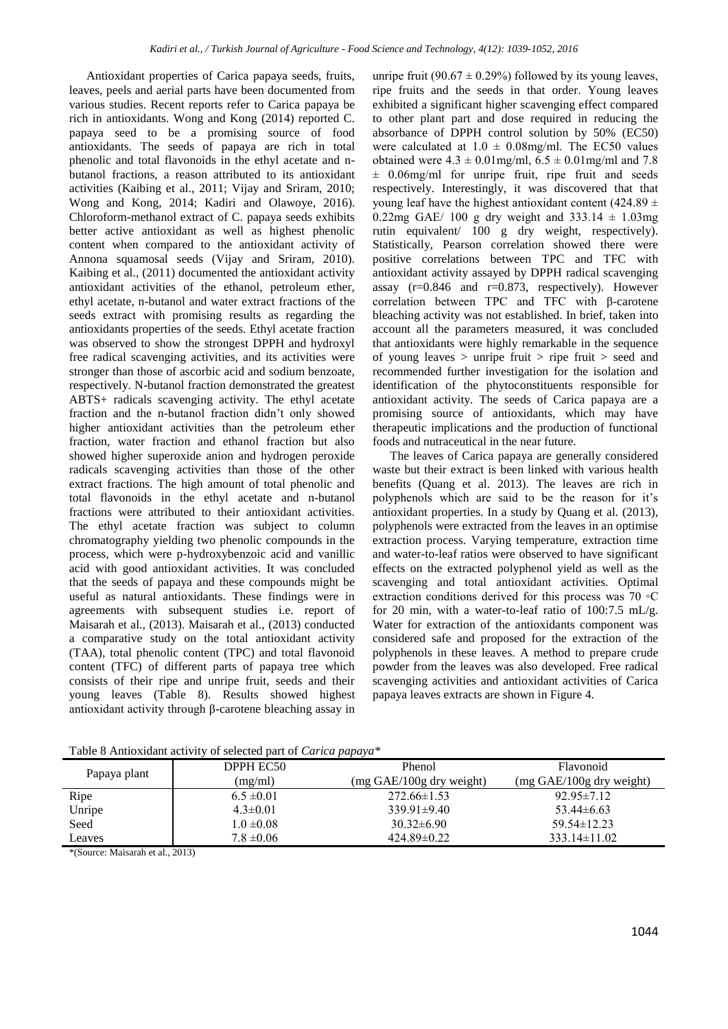Antioxidant properties of Carica papaya seeds, fruits, leaves, peels and aerial parts have been documented from various studies. Recent reports refer to Carica papaya be rich in antioxidants. Wong and Kong (2014) reported C. papaya seed to be a promising source of food antioxidants. The seeds of papaya are rich in total phenolic and total flavonoids in the ethyl acetate and n-butanol fractions, a reason attributed to its antioxidant activities (Kaibing et al., 2011; Vijay and Sriram, 2010; Wong and Kong, 2014; Kadiri and Olawoye, 2016). Chloroform-methanol extract of C. papaya seeds exhibits better active antioxidant as well as highest phenolic content when compared to the antioxidant activity of Annona squamosal seeds (Vijay and Sriram, 2010). Kaibing et al., (2011) documented the antioxidant activity antioxidant activities of the ethanol, petroleum ether, ethyl acetate, n-butanol and water extract fractions of the seeds extract with promising results as regarding the antioxidants properties of the seeds. Ethyl acetate fraction was observed to show the strongest DPPH and hydroxyl free radical scavenging activities, and its activities were stronger than those of ascorbic acid and sodium benzoate, respectively. N-butanol fraction demonstrated the greatest ABTS+ radicals scavenging activity. The ethyl acetate fraction and the n-butanol fraction didn't only showed higher antioxidant activities than the petroleum ether fraction, water fraction and ethanol fraction but also showed higher superoxide anion and hydrogen peroxide radicals scavenging activities than those of the other extract fractions. The high amount of total phenolic and total flavonoids in the ethyl acetate and n-butanol fractions were attributed to their antioxidant activities. The ethyl acetate fraction was subject to column chromatography yielding two phenolic compounds in the process, which were p-hydroxybenzoic acid and vanillic acid with good antioxidant activities. It was concluded that the seeds of papaya and these compounds might be useful as natural antioxidants. These findings were in agreements with subsequent studies i.e. report of Maisarah et al., (2013). Maisarah et al., (2013) conducted a comparative study on the total antioxidant activity (TAA), total phenolic content (TPC) and total flavonoid content (TFC) of different parts of papaya tree which consists of their ripe and unripe fruit, seeds and their young leaves (Table 8). Results showed highest antioxidant activity through β-carotene bleaching assay in unripe fruit ($90.67 \pm 0.29\%$) followed by its young leaves, ripe fruits and the seeds in that order. Young leaves exhibited a significant higher scavenging effect compared to other plant part and dose required in reducing the absorbance of DPPH control solution by 50% (EC50) were calculated at $1.0 \pm 0.08$mg/ml. The EC50 values obtained were $4.3 \pm 0.01$mg/ml, $6.5 \pm 0.01$mg/ml and $7.8 \pm 0.06$mg/ml for unripe fruit, ripe fruit and seeds respectively. Interestingly, it was discovered that that young leaf have the highest antioxidant content ($424.89 \pm 0.22$mg GAE/ 100 g dry weight and $333.14 \pm 1.03$mg rutin equivalent/ 100 g dry weight, respectively). Statistically, Pearson correlation showed there were positive correlations between TPC and TFC with antioxidant activity assayed by DPPH radical scavenging assay (r=0.846 and r=0.873, respectively). However correlation between TPC and TFC with β-carotene bleaching activity was not established. In brief, taken into account all the parameters measured, it was concluded that antioxidants were highly remarkable in the sequence of young leaves > unripe fruit > ripe fruit > seed and recommended further investigation for the isolation and identification of the phytoconstituents responsible for antioxidant activity. The seeds of Carica papaya are a promising source of antioxidants, which may have therapeutic implications and the production of functional foods and nutraceutical in the near future.

The leaves of Carica papaya are generally considered waste but their extract is been linked with various health benefits (Quang et al. 2013). The leaves are rich in polyphenols which are said to be the reason for it's antioxidant properties. In a study by Quang et al. (2013), polyphenols were extracted from the leaves in an optimise extraction process. Varying temperature, extraction time and water-to-leaf ratios were observed to have significant effects on the extracted polyphenol yield as well as the scavenging and total antioxidant activities. Optimal extraction conditions derived for this process was 70 ◦C for 20 min, with a water-to-leaf ratio of 100:7.5 mL/g. Water for extraction of the antioxidants component was considered safe and proposed for the extraction of the polyphenols in these leaves. A method to prepare crude powder from the leaves was also developed. Free radical scavenging activities and antioxidant activities of Carica papaya leaves extracts are shown in Figure 4.

Table 8 Antioxidant activity of selected part of *Carica papaya*\*

| Papaya plant | DPPH EC50 (mg/ml) | Phenol (mg GAE/100g dry weight) | Flavonoid (mg GAE/100g dry weight) |
|---|---|---|---|
| Ripe | 6.5 ±0.01 | 272.66±1.53 | 92.95±7.12 |
| Unripe | 4.3±0.01 | 339.91±9.40 | 53.44±6.63 |
| Seed | 1.0 ±0.08 | 30.32±6.90 | 59.54±12.23 |
| Leaves | 7.8 ±0.06 | 424.89±0.22 | 333.14±11.02 |

\*(Source: Maisarah et al., 2013)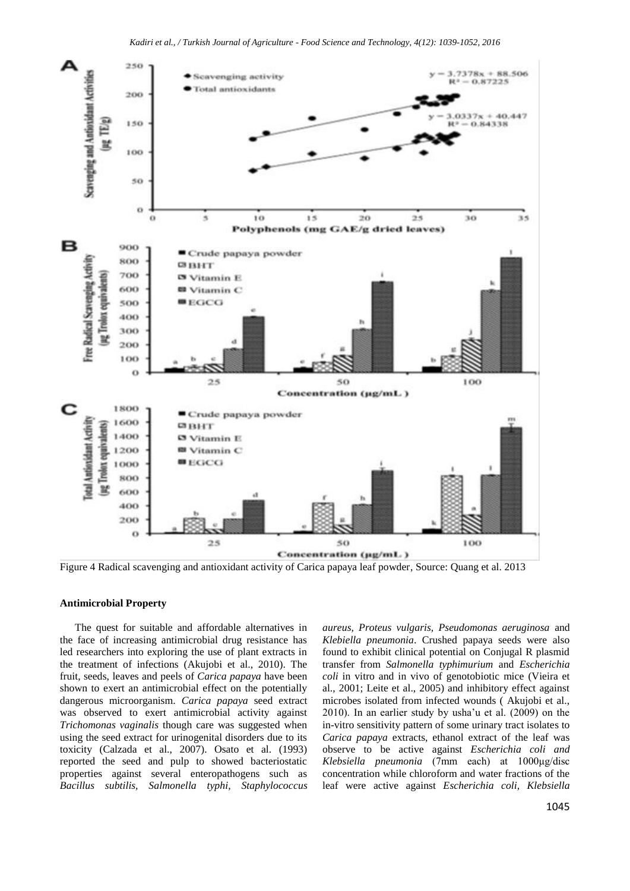Figure 4 Radical scavenging and antioxidant activity of Carica papaya leaf powder, Source: Quang et al. 2013

**Antimicrobial Property**

The quest for suitable and affordable alternatives in the face of increasing antimicrobial drug resistance has led researchers into exploring the use of plant extracts in the treatment of infections (Akujobi et al., 2010). The fruit, seeds, leaves and peels of *Carica papaya* have been shown to exert an antimicrobial effect on the potentially dangerous microorganism. *Carica papaya* seed extract was observed to exert antimicrobial activity against *Trichomonas vaginalis* though care was suggested when using the seed extract for urinogenital disorders due to its toxicity (Calzada et al., 2007). Osato et al. (1993) reported the seed and pulp to showed bacteriostatic properties against several enteropathogens such as *Bacillus subtilis, Salmonella typhi, Staphylococcus aureus, Proteus vulgaris, Pseudomonas aeruginosa* and *Klebiella pneumonia*. Crushed papaya seeds were also found to exhibit clinical potential on Conjugal R plasmid transfer from *Salmonella typhimurium* and *Escherichia coli* in vitro and in vivo of genotobiotic mice (Vieira et al., 2001; Leite et al., 2005) and inhibitory effect against microbes isolated from infected wounds ( Akujobi et al., 2010). In an earlier study by usha'u et al. (2009) on the in-vitro sensitivity pattern of some urinary tract isolates to *Carica papaya* extracts, ethanol extract of the leaf was observe to be active against *Escherichia coli and Klebsiella pneumonia* (7mm each) at 1000µg/disc concentration while chloroform and water fractions of the leaf were active against *Escherichia coli, Klebsiella*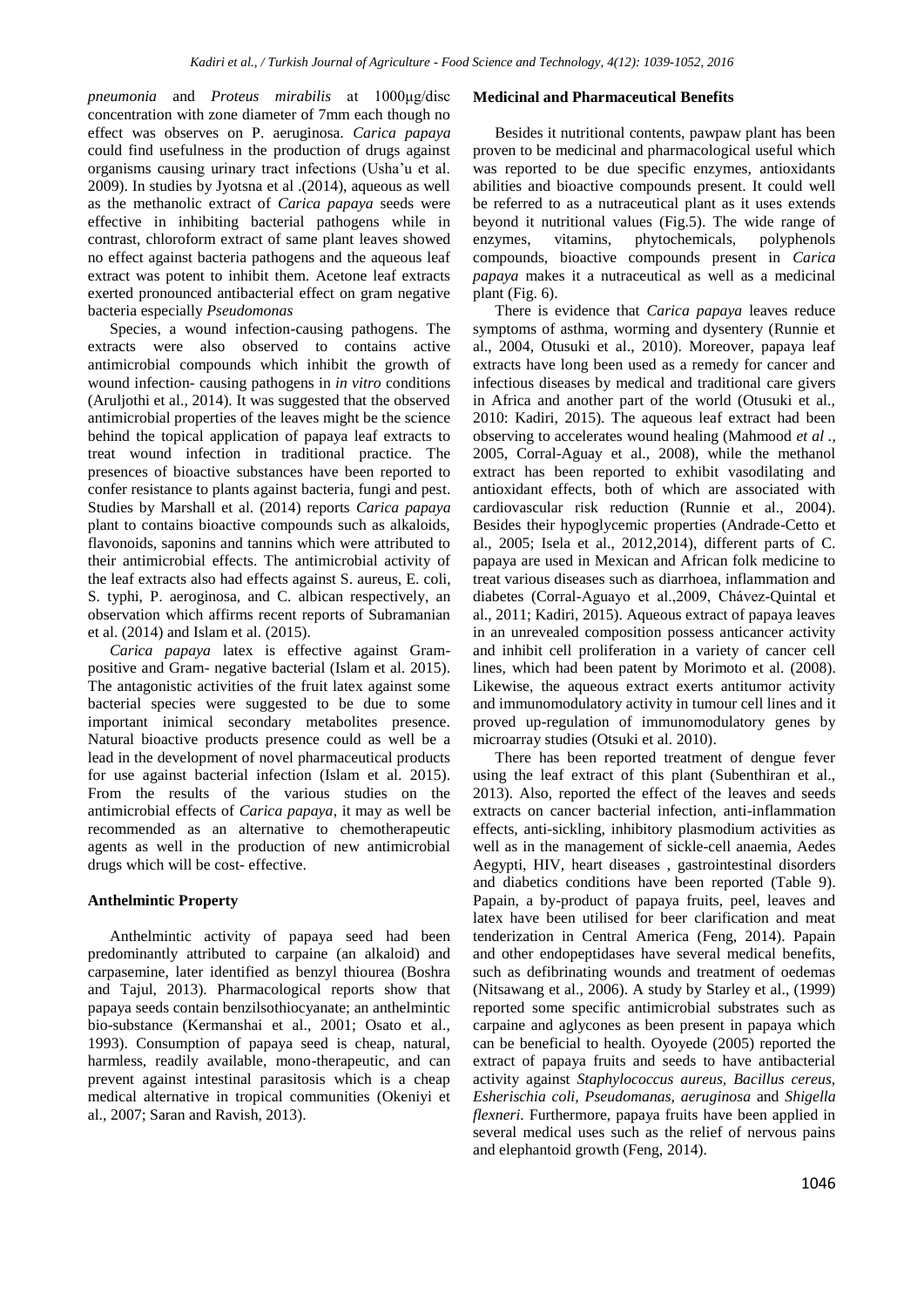*pneumonia* and *Proteus mirabilis* at 1000µg/disc concentration with zone diameter of 7mm each though no effect was observes on P. aeruginosa. *Carica papaya* could find usefulness in the production of drugs against organisms causing urinary tract infections (Usha'u et al. 2009). In studies by Jyotsna et al .(2014), aqueous as well as the methanolic extract of *Carica papaya* seeds were effective in inhibiting bacterial pathogens while in contrast, chloroform extract of same plant leaves showed no effect against bacteria pathogens and the aqueous leaf extract was potent to inhibit them. Acetone leaf extracts exerted pronounced antibacterial effect on gram negative bacteria especially *Pseudomonas*

Species, a wound infection-causing pathogens. The extracts were also observed to contains active antimicrobial compounds which inhibit the growth of wound infection- causing pathogens in *in vitro* conditions (Aruljothi et al., 2014). It was suggested that the observed antimicrobial properties of the leaves might be the science behind the topical application of papaya leaf extracts to treat wound infection in traditional practice. The presences of bioactive substances have been reported to confer resistance to plants against bacteria, fungi and pest. Studies by Marshall et al. (2014) reports *Carica papaya* plant to contains bioactive compounds such as alkaloids, flavonoids, saponins and tannins which were attributed to their antimicrobial effects. The antimicrobial activity of the leaf extracts also had effects against S. aureus, E. coli, S. typhi, P. aeroginosa, and C. albican respectively, an observation which affirms recent reports of Subramanian et al. (2014) and Islam et al. (2015).

*Carica papaya* latex is effective against Gram-positive and Gram- negative bacterial (Islam et al. 2015). The antagonistic activities of the fruit latex against some bacterial species were suggested to be due to some important inimical secondary metabolites presence. Natural bioactive products presence could as well be a lead in the development of novel pharmaceutical products for use against bacterial infection (Islam et al. 2015). From the results of the various studies on the antimicrobial effects of *Carica papaya*, it may as well be recommended as an alternative to chemotherapeutic agents as well in the production of new antimicrobial drugs which will be cost- effective.

**Anthelmintic Property**

Anthelmintic activity of papaya seed had been predominantly attributed to carpaine (an alkaloid) and carpasemine, later identified as benzyl thiourea (Boshra and Tajul, 2013). Pharmacological reports show that papaya seeds contain benzilsothiocyanate; an anthelmintic bio-substance (Kermanshai et al., 2001; Osato et al., 1993). Consumption of papaya seed is cheap, natural, harmless, readily available, mono-therapeutic, and can prevent against intestinal parasitosis which is a cheap medical alternative in tropical communities (Okeniyi et al., 2007; Saran and Ravish, 2013).

**Medicinal and Pharmaceutical Benefits**

Besides it nutritional contents, pawpaw plant has been proven to be medicinal and pharmacological useful which was reported to be due specific enzymes, antioxidants abilities and bioactive compounds present. It could well be referred to as a nutraceutical plant as it uses extends beyond it nutritional values (Fig.5). The wide range of enzymes, vitamins, phytochemicals, polyphenols compounds, bioactive compounds present in *Carica papaya* makes it a nutraceutical as well as a medicinal plant (Fig. 6).

There is evidence that *Carica papaya* leaves reduce symptoms of asthma, worming and dysentery (Runnie et al., 2004, Otusuki et al., 2010). Moreover, papaya leaf extracts have long been used as a remedy for cancer and infectious diseases by medical and traditional care givers in Africa and another part of the world (Otusuki et al., 2010: Kadiri, 2015). The aqueous leaf extract had been observing to accelerates wound healing (Mahmood *et al .,* 2005, Corral-Aguay et al., 2008), while the methanol extract has been reported to exhibit vasodilating and antioxidant effects, both of which are associated with cardiovascular risk reduction (Runnie et al., 2004). Besides their hypoglycemic properties (Andrade-Cetto et al., 2005; Isela et al., 2012,2014), different parts of C. papaya are used in Mexican and African folk medicine to treat various diseases such as diarrhoea, inflammation and diabetes (Corral-Aguayo et al.,2009, Chávez-Quintal et al., 2011; Kadiri, 2015). Aqueous extract of papaya leaves in an unrevealed composition possess anticancer activity and inhibit cell proliferation in a variety of cancer cell lines, which had been patent by Morimoto et al. (2008). Likewise, the aqueous extract exerts antitumor activity and immunomodulatory activity in tumour cell lines and it proved up-regulation of immunomodulatory genes by microarray studies (Otsuki et al. 2010).

There has been reported treatment of dengue fever using the leaf extract of this plant (Subenthiran et al., 2013). Also, reported the effect of the leaves and seeds extracts on cancer bacterial infection, anti-inflammation effects, anti-sickling, inhibitory plasmodium activities as well as in the management of sickle-cell anaemia, Aedes Aegypti, HIV, heart diseases , gastrointestinal disorders and diabetics conditions have been reported (Table 9). Papain, a by-product of papaya fruits, peel, leaves and latex have been utilised for beer clarification and meat tenderization in Central America (Feng, 2014). Papain and other endopeptidases have several medical benefits, such as defibrinating wounds and treatment of oedemas (Nitsawang et al., 2006). A study by Starley et al., (1999) reported some specific antimicrobial substrates such as carpaine and aglycones as been present in papaya which can be beneficial to health. Oyoyede (2005) reported the extract of papaya fruits and seeds to have antibacterial activity against *Staphylococcus aureus, Bacillus cereus, Esherischia coli, Pseudomonas, aeruginosa* and *Shigella flexneri*. Furthermore, papaya fruits have been applied in several medical uses such as the relief of nervous pains and elephantoid growth (Feng, 2014).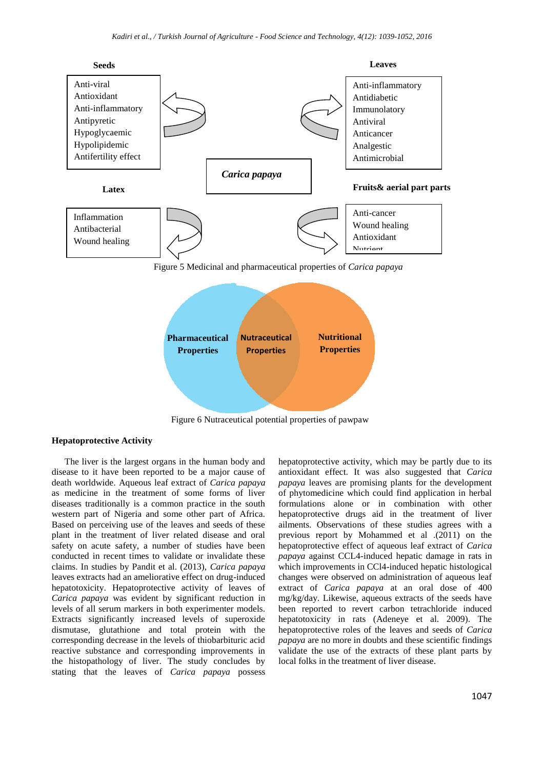**Seeds**

Anti-viral
Antioxidant
Anti-inflammatory
Antipyretic
Hypoglycaemic
Hypolipidemic
Antifertility effect

**Leaves**

Anti-inflammatory
Antidiabetic
Immunolatory
Antiviral
Anticancer
Analgestic
Antimicrobial

*Carica papaya*

**Latex**

Inflammation
Antibacterial
Wound healing

**Fruits& aerial part parts**

Anti-cancer
Wound healing
Antioxidant
Nutrient

Figure 5 Medicinal and pharmaceutical properties of *Carica papaya*

**Pharmaceutical Properties** | **Nutraceutical Properties** | **Nutritional Properties**

Figure 6 Nutraceutical potential properties of pawpaw

### Hepatoprotective Activity

The liver is the largest organs in the human body and disease to it have been reported to be a major cause of death worldwide. Aqueous leaf extract of *Carica papaya* as medicine in the treatment of some forms of liver diseases traditionally is a common practice in the south western part of Nigeria and some other part of Africa. Based on perceiving use of the leaves and seeds of these plant in the treatment of liver related disease and oral safety on acute safety, a number of studies have been conducted in recent times to validate or invalidate these claims. In studies by Pandit et al. (2013), *Carica papaya* leaves extracts had an ameliorative effect on drug-induced hepatotoxicity. Hepatoprotective activity of leaves of *Carica papaya* was evident by significant reduction in levels of all serum markers in both experimenter models. Extracts significantly increased levels of superoxide dismutase, glutathione and total protein with the corresponding decrease in the levels of thiobarbituric acid reactive substance and corresponding improvements in the histopathology of liver. The study concludes by stating that the leaves of *Carica papaya* possess hepatoprotective activity, which may be partly due to its antioxidant effect. It was also suggested that *Carica papaya* leaves are promising plants for the development of phytomedicine which could find application in herbal formulations alone or in combination with other hepatoprotective drugs aid in the treatment of liver ailments. Observations of these studies agrees with a previous report by Mohammed et al .(2011) on the hepatoprotective effect of aqueous leaf extract of *Carica papaya* against CCL4-induced hepatic damage in rats in which improvements in CCl4-induced hepatic histological changes were observed on administration of aqueous leaf extract of *Carica papaya* at an oral dose of 400 mg/kg/day. Likewise, aqueous extracts of the seeds have been reported to revert carbon tetrachloride induced hepatotoxicity in rats (Adeneye et al. 2009). The hepatoprotective roles of the leaves and seeds of *Carica papaya* are no more in doubts and these scientific findings validate the use of the extracts of these plant parts by local folks in the treatment of liver disease.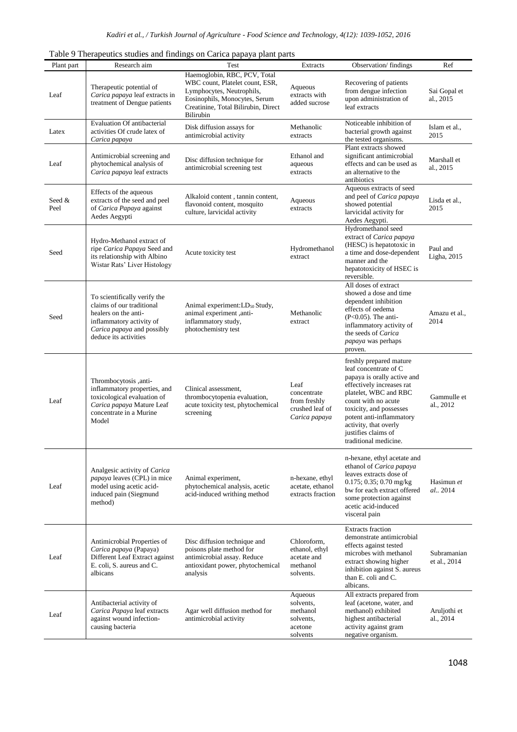Table 9 Therapeutics studies and findings on Carica papaya plant parts

| Plant part | Research aim | Test | Extracts | Observation/ findings | Ref |
|---|---|---|---|---|---|
| Leaf | Therapeutic potential of *Carica papaya* leaf extracts in treatment of Dengue patients | Haemoglobin, RBC, PCV, Total WBC count, Platelet count, ESR, Lymphocytes, Neutrophils, Eosinophils, Monocytes, Serum Creatinine, Total Bilirubin, Direct Bilirubin | Aqueous extracts with added sucrose | Recovering of patients from dengue infection upon administration of leaf extracts | Sai Gopal et al., 2015 |
| Latex | Evaluation Of antibacterial activities Of crude latex of *Carica papaya* | Disk diffusion assays for antimicrobial activity | Methanolic extracts | Noticeable inhibition of bacterial growth against the tested organisms. | Islam et al., 2015 |
| Leaf | Antimicrobial screening and phytochemical analysis of *Carica papaya* leaf extracts | Disc diffusion technique for antimicrobial screening test | Ethanol and aqueous extracts | Plant extracts showed significant antimicrobial effects and can be used as an alternative to the antibiotics | Marshall et al., 2015 |
| Seed & Peel | Effects of the aqueous extracts of the seed and peel of *Carica Papaya* against Aedes Aegypti | Alkaloid content , tannin content, flavonoid content, mosquito culture, larvicidal activity | Aqueous extracts | Aqueous extracts of seed and peel of *Carica papaya* showed potential larvicidal activity for Aedes Aegypti. | Lisda et al., 2015 |
| Seed | Hydro-Methanol extract of ripe *Carica Papaya* Seed and its relationship with Albino Wistar Rats' Liver Histology | Acute toxicity test | Hydromethanol extract | Hydromethanol seed extract of *Carica papaya* (HESC) is hepatotoxic in a time and dose-dependent manner and the hepatotoxicity of HSEC is reversible. | Paul and Ligha, 2015 |
| Seed | To scientifically verify the claims of our traditional healers on the anti-inflammatory activity of *Carica papaya* and possibly deduce its activities | Animal experiment:$LD_{50}$ Study, animal experiment ,anti-inflammatory study, photochemistry test | Methanolic extract | All doses of extract showed a dose and time dependent inhibition effects of oedema ($P<0.05$). The anti-inflammatory activity of the seeds of *Carica papaya* was perhaps proven. | Amazu et al., 2014 |
| Leaf | Thrombocytosis ,anti-inflammatory properties, and toxicological evaluation of *Carica papaya* Mature Leaf concentrate in a Murine Model | Clinical assessment, thrombocytopenia evaluation, acute toxicity test, phytochemical screening | Leaf concentrate from freshly crushed leaf of *Carica papaya* | freshly prepared mature leaf concentrate of C papaya is orally active and effectively increases rat platelet, WBC and RBC count with no acute toxicity, and possesses potent anti-inflammatory activity, that overly justifies claims of traditional medicine. | Gammulle et al., 2012 |
| Leaf | Analgesic activity of *Carica papaya* leaves (CPL) in mice model using acetic acid-induced pain (Siegmund method) | Animal experiment, phytochemical analysis, acetic acid-induced writhing method | n-hexane, ethyl acetate, ethanol extracts fraction | n-hexane, ethyl acetate and ethanol of *Carica papaya* leaves extracts dose of 0.175; 0.35; 0.70 mg/kg bw for each extract offered some protection against acetic acid-induced visceral pain | Hasimun *et al.*. 2014 |
| Leaf | Antimicrobial Properties of *Carica papaya* (Papaya) Different Leaf Extract against E. coli, S. aureus and C. albicans | Disc diffusion technique and poisons plate method for antimicrobial assay. Reduce antioxidant power, phytochemical analysis | Chloroform, ethanol, ethyl acetate and methanol solvents. | Extracts fraction demonstrate antimicrobial effects against tested microbes with methanol extract showing higher inhibition against S. aureus than E. coli and C. albicans. | Subramanian et al., 2014 |
| Leaf | Antibacterial activity of *Carica Papaya* leaf extracts against wound infection-causing bacteria | Agar well diffusion method for antimicrobial activity | Aqueous solvents, methanol solvents, acetone solvents | All extracts prepared from leaf (acetone, water, and methanol) exhibited highest antibacterial activity against gram negative organism. | Aruljothi et al., 2014 |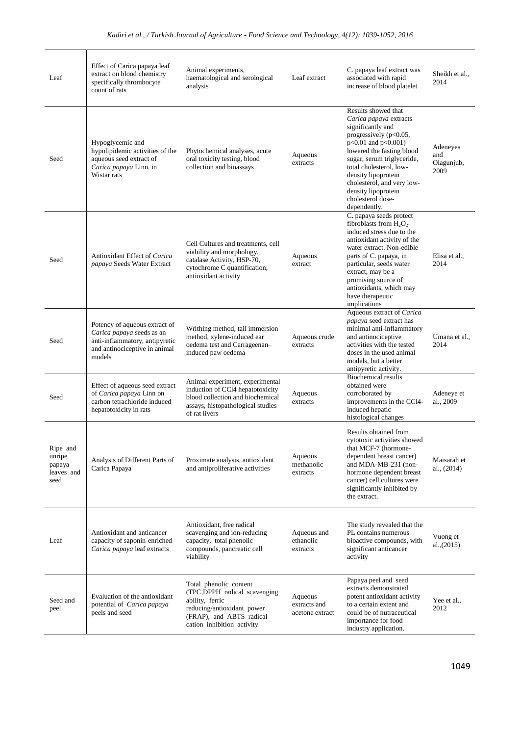| | | | | | |
|---|---|---|---|---|---|
| Leaf | Effect of Carica papaya leaf extract on blood chemistry specifically thrombocyte count of rats | Animal experiments, haematological and serological analysis | Leaf extract | C. papaya leaf extract was associated with rapid increase of blood platelet | Sheikh et al., 2014 |
| Seed | Hypoglycemic and hypolipidemic activities of the aqueous seed extract of *Carica papaya* Linn. in Wistar rats | Phytochemical analyses, acute oral toxicity testing, blood collection and bioassays | Aqueous extracts | Results showed that *Carica papaya* extracts significantly and progressively ($p<0.05$, $p<0.01$ and $p<0.001$) lowered the fasting blood sugar, serum triglyceride, total cholesterol, low-density lipoprotein cholesterol, and very low-density lipoprotein cholesterol dose-dependently. | Adeneyea and Olagunjub, 2009 |
| Seed | Antioxidant Effect of *Carica papaya* Seeds Water Extract | Cell Cultures and treatments, cell viability and morphology, catalase Activity, HSP-70, cytochrome C quantification, antioxidant activity | Aqueous extract | C. papaya seeds protect fibroblasts from $H_2O_2$-induced stress due to the antioxidant activity of the water extract. Non-edible parts of C. papaya, in particular, seeds water extract, may be a promising source of antioxidants, which may have therapeutic implications | Elisa et al., 2014 |
| Seed | Potency of aqueous extract of *Carica papaya* seeds as an anti-inflammatory, antipyretic and antinociceptive in animal models | Writhing method, tail immersion method, xylene-induced ear oedema test and Carrageenan–induced paw oedema | Aqueous crude extracts | Aqueous extract of *Carica papaya* seed extract has minimal anti-inflammatory and antinociceptive activities with the tested doses in the used animal models, but a better antipyretic activity. | Umana et al., 2014 |
| Seed | Effect of aqueous seed extract of *Carica papaya* Linn on carbon tetrachloride induced hepatotoxicity in rats | Animal experiment, experimental induction of CCl4 hepatotoxicity blood collection and biochemical assays, histopathological studies of rat livers | Aqueous extracts | Biochemical results obtained were corroborated by improvements in the CCl4-induced hepatic histological changes | Adeneye et al., 2009 |
| Ripe and unripe papaya leaves and seed | Analysis of Different Parts of Carica Papaya | Proximate analysis, antioxidant and antiproliferative activities | Aqueous methanolic extracts | Results obtained from cytotoxic activities showed that MCF-7 (hormone-dependent breast cancer) and MDA-MB-231 (non-hormone dependent breast cancer) cell cultures were significantly inhibited by the extract. | Maisarah et al., (2014) |
| Leaf | Antioxidant and anticancer capacity of saponin-enriched *Carica papaya* leaf extracts | Antioxidant, free radical scavenging and ion-reducing capacity, total phenolic compounds, pancreatic cell viability | Aqueous and ethanolic extracts | The study revealed that the PL contains numerous bioactive compounds, with significant anticancer activity | Vuong et al.,(2015) |
| Seed and peel | Evaluation of the antioxidant potential of *Carica papaya* peels and seed | Total phenolic content (TPC,DPPH radical scavenging ability, ferric reducing/antioxidant power (FRAP), and ABTS radical cation inhibition activity | Aqueous extracts and acetone extract | Papaya peel and seed extracts demonstrated potent antioxidant activity to a certain extent and could be of nutraceutical importance for food industry application. | Yee et al., 2012 |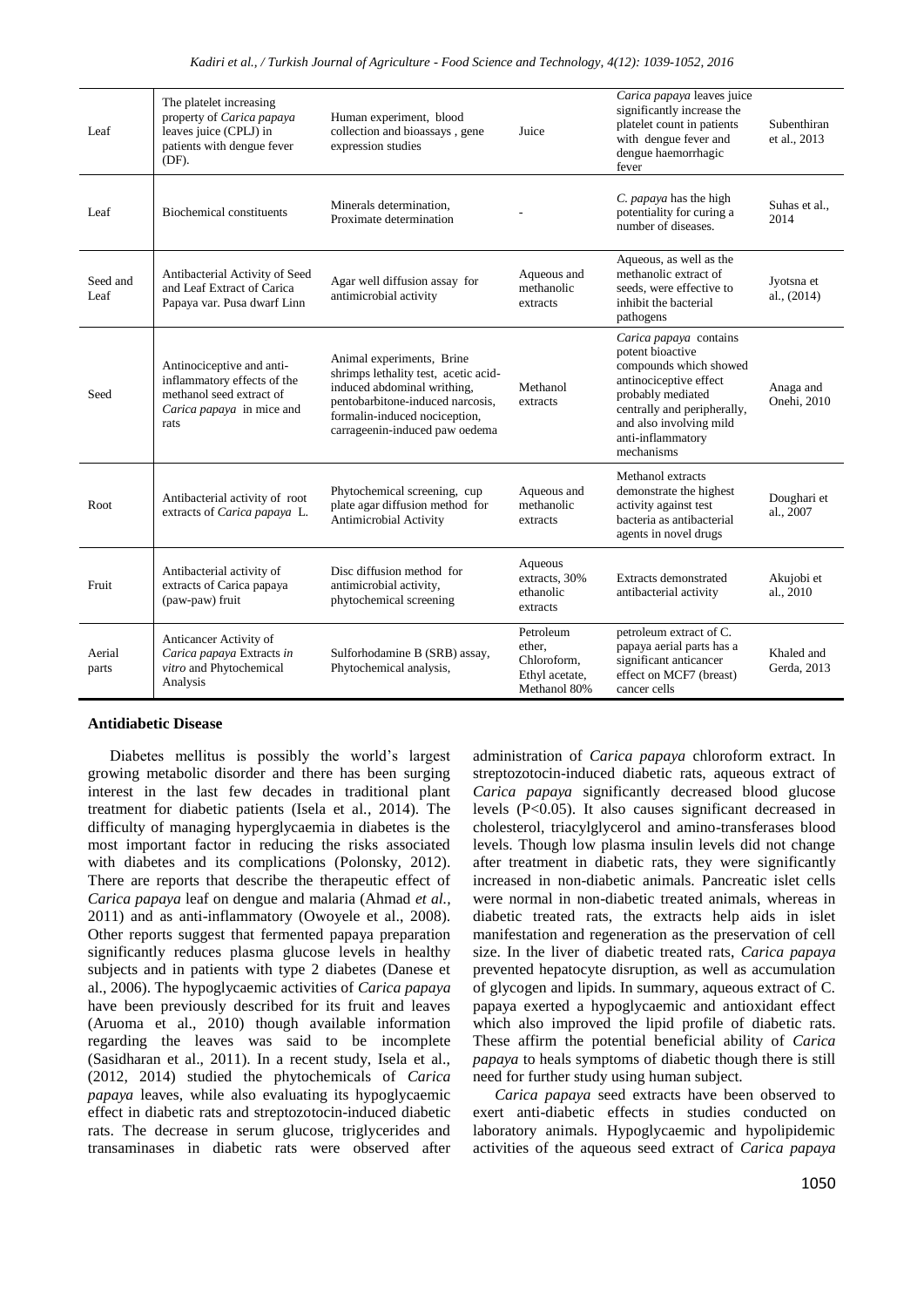| Leaf | The platelet increasing property of *Carica papaya* leaves juice (CPLJ) in patients with dengue fever (DF). | Human experiment, blood collection and bioassays , gene expression studies | Juice | *Carica papaya* leaves juice significantly increase the platelet count in patients with dengue fever and dengue haemorrhagic fever | Subenthiran et al., 2013 |
|---|---|---|---|---|---|
| Leaf | Biochemical constituents | Minerals determination, Proximate determination | - | *C. papaya* has the high potentiality for curing a number of diseases. | Suhas et al., 2014 |
| Seed and Leaf | Antibacterial Activity of Seed and Leaf Extract of Carica Papaya var. Pusa dwarf Linn | Agar well diffusion assay for antimicrobial activity | Aqueous and methanolic extracts | Aqueous, as well as the methanolic extract of seeds, were effective to inhibit the bacterial pathogens | Jyotsna et al., (2014) |
| Seed | Antinociceptive and anti-inflammatory effects of the methanol seed extract of *Carica papaya* in mice and rats | Animal experiments, Brine shrimps lethality test, acetic acid-induced abdominal writhing, pentobarbitone-induced narcosis, formalin-induced nociception, carrageenin-induced paw oedema | Methanol extracts | *Carica papaya* contains potent bioactive compounds which showed antinociceptive effect probably mediated centrally and peripherally, and also involving mild anti-inflammatory mechanisms | Anaga and Onehi, 2010 |
| Root | Antibacterial activity of root extracts of *Carica papaya* L. | Phytochemical screening, cup plate agar diffusion method for Antimicrobial Activity | Aqueous and methanolic extracts | Methanol extracts demonstrate the highest activity against test bacteria as antibacterial agents in novel drugs | Doughari et al., 2007 |
| Fruit | Antibacterial activity of extracts of Carica papaya (paw-paw) fruit | Disc diffusion method for antimicrobial activity, phytochemical screening | Aqueous extracts, 30% ethanolic extracts | Extracts demonstrated antibacterial activity | Akujobi et al., 2010 |
| Aerial parts | Anticancer Activity of *Carica papaya* Extracts *in vitro* and Phytochemical Analysis | Sulforhodamine B (SRB) assay, Phytochemical analysis, | Petroleum ether, Chloroform, Ethyl acetate, Methanol 80% | petroleum extract of C. papaya aerial parts has a significant anticancer effect on MCF7 (breast) cancer cells | Khaled and Gerda, 2013 |

**Antidiabetic Disease**

Diabetes mellitus is possibly the world's largest growing metabolic disorder and there has been surging interest in the last few decades in traditional plant treatment for diabetic patients (Isela et al., 2014). The difficulty of managing hyperglycaemia in diabetes is the most important factor in reducing the risks associated with diabetes and its complications (Polonsky, 2012). There are reports that describe the therapeutic effect of *Carica papaya* leaf on dengue and malaria (Ahmad *et al.*, 2011) and as anti-inflammatory (Owoyele et al., 2008). Other reports suggest that fermented papaya preparation significantly reduces plasma glucose levels in healthy subjects and in patients with type 2 diabetes (Danese et al., 2006). The hypoglycaemic activities of *Carica papaya* have been previously described for its fruit and leaves (Aruoma et al., 2010) though available information regarding the leaves was said to be incomplete (Sasidharan et al., 2011). In a recent study, Isela et al., (2012, 2014) studied the phytochemicals of *Carica papaya* leaves, while also evaluating its hypoglycaemic effect in diabetic rats and streptozotocin-induced diabetic rats. The decrease in serum glucose, triglycerides and transaminases in diabetic rats were observed after administration of *Carica papaya* chloroform extract. In streptozotocin-induced diabetic rats, aqueous extract of *Carica papaya* significantly decreased blood glucose levels ($P<0.05$). It also causes significant decreased in cholesterol, triacylglycerol and amino-transferases blood levels. Though low plasma insulin levels did not change after treatment in diabetic rats, they were significantly increased in non-diabetic animals. Pancreatic islet cells were normal in non-diabetic treated animals, whereas in diabetic treated rats, the extracts help aids in islet manifestation and regeneration as the preservation of cell size. In the liver of diabetic treated rats, *Carica papaya* prevented hepatocyte disruption, as well as accumulation of glycogen and lipids. In summary, aqueous extract of C. papaya exerted a hypoglycaemic and antioxidant effect which also improved the lipid profile of diabetic rats. These affirm the potential beneficial ability of *Carica papaya* to heals symptoms of diabetic though there is still need for further study using human subject.

*Carica papaya* seed extracts have been observed to exert anti-diabetic effects in studies conducted on laboratory animals. Hypoglycaemic and hypolipidemic activities of the aqueous seed extract of *Carica papaya*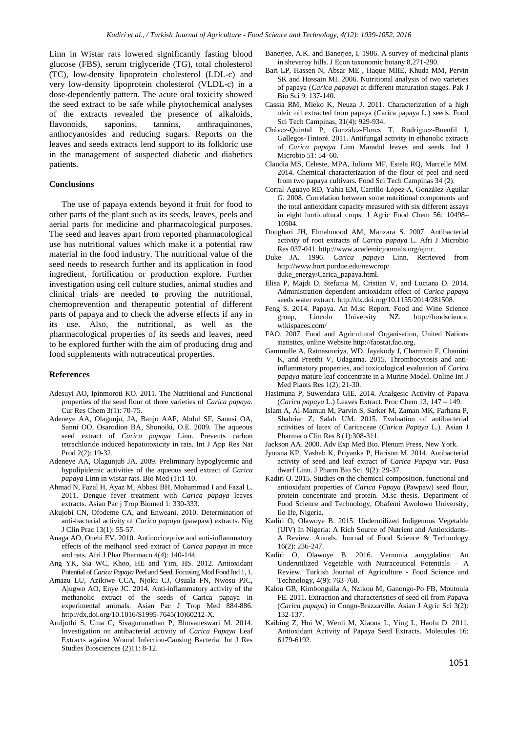Linn in Wistar rats lowered significantly fasting blood glucose (FBS), serum triglyceride (TG), total cholesterol (TC), low-density lipoprotein cholesterol (LDL-c) and very low-density lipoprotein cholesterol (VLDL-c) in a dose-dependently pattern. The acute oral toxicity showed the seed extract to be safe while phytochemical analyses of the extracts revealed the presence of alkaloids, flavonoids, saponins, tannins, anthraquinones, anthocyanosides and reducing sugars. Reports on the leaves and seeds extracts lend support to its folkloric use in the management of suspected diabetic and diabetics patients.

## Conclusions

The use of papaya extends beyond it fruit for food to other parts of the plant such as its seeds, leaves, peels and aerial parts for medicine and pharmacological purposes. The seed and leaves apart from reported pharmacological use has nutritional values which make it a potential raw material in the food industry. The nutritional value of the seed needs to research further and its application in food ingredient, fortification or production explore. Further investigation using cell culture studies, animal studies and clinical trials are needed **to** proving the nutritional, chemoprevention and therapeutic potential of different parts of papaya and to check the adverse effects if any in its use. Also, the nutritional, as well as the pharmacological properties of its seeds and leaves, need to be explored further with the aim of producing drug and food supplements with nutraceutical properties.

## References

Adesuyi AO, Ipinmoroti KO. 2011. The Nutritional and Functional properties of the seed flour of three varieties of *Carica papaya*. Cur Res Chem 3(1): 70-75.

Adeneye AA, Olagunju, JA, Banjo AAF, Abdul SF, Sanusi OA, Sanni OO, Osarodion BA, Shonoiki, O.E. 2009. The aqueous seed extract of *Carica papaya* Linn. Prevents carbon tetrachloride induced hepatotoxicity in rats. Int J App Res Nat Prod 2(2): 19-32.

Adeneye AA, Olagunjub JA. 2009. Preliminary hypoglycemic and hypolipidemic activities of the aqueous seed extract of *Carica papaya* Linn in wistar rats. Bio Med (1):1-10.

Ahmad N, Fazal H, Ayaz M, Abbasi BH, Mohammad I and Fazal L. 2011. Dengue fever treatment with *Carica papaya* leaves extracts. Asian Pac j Trop Biomed 1: 330-333.

Akujobi CN, Ofodeme CA, and Enweani. 2010. Determination of anti-bacterial activity of *Carica papaya* (pawpaw) extracts. Nig J Clin Prac 13(1): 55-57.

Anaga AO, Onehi EV. 2010. Antinociceptive and anti-inflammatory effects of the methanol seed extract of *Carica papaya* in mice and rats. Afri J Phar Pharmaco 4(4): 140-144.

Ang YK, Sia WC, Khoo, HE and Yim, HS. 2012. Antioxidant Potential of *Carica Papaya* Peel and Seed. Focusing Mod Food Ind 1, 1.

Amazu LU, Azikiwe CCA, Njoku CJ, Osuala FN, Nwosu PJC, Ajugwo AO, Enye JC. 2014. Anti-inflammatory activity of the methanolic extract of the seeds of Carica papaya in experimental animals. Asian Pac J Trop Med 884-886. http://dx.doi.org/10.1016/S1995-7645(10)60212-X.

Aruljothi S, Uma C, Sivagurunathan P, Bhuvaneswari M. 2014. Investigation on antibacterial activity of *Carica Papaya* Leaf Extracts against Wound Infection-Causing Bacteria. Int J Res Studies Biosciences (2)11: 8-12.

Banerjee, A.K. and Banerjee, I. 1986. A survey of medicinal plants in shevaroy hills. J Econ taxonomic botany 8,271-290.

Bari LP, Hassen N, Absar ME , Haque MIIE, Khuda MM, Pervin SK and Hossain MI. 2006. Nutritional analysis of two varieties of papaya (*Carica papaya*) at different maturation stages. Pak J Bio Sci 9: 137-140.

Cassia RM, Mieko K, Neuza J. 2011. Characterization of a high oleic oil extracted from papaya (Carica papaya L.) seeds. Food Sci Tech Campinas, 31(4): 929-934.

Chávez-Quintal P, González-Flores T, Rodríguez-Buenfil I, Gallegos-Tintoré. 2011. Antifungal activity in ethanolic extracts of *Carica papaya* Linn Maradol leaves and seeds. Ind J Microbio 51: 54–60.

Claudia MS, Celeste, MPA, Juliana MF, Estela RQ, Marcelle MM. 2014. Chemical characterization of the flour of peel and seed from two papaya cultivars**.** Food Sci Tech Campinas 34 (2).

Corral-Aguayo RD, Yahia EM, Carrillo-López A, González-Aguilar G. 2008. Correlation between some nutritional components and the total antioxidant capacity measured with six different assays in eight horticultural crops. J Agric Food Chem 56: 10498–10504.

Doughari JH, Elmahmood AM, Manzara S. 2007. Antibacterial activity of root extracts of *Carica papaya* L. Afri J Microbio Res 037-041. http://www.academicjournals.org/ajmr.

Duke JA. 1996. *Carica papaya* Linn. Retrieved from http://www.hort.purdue.edu/newcrop/duke_energy/Carica_papaya.html.

Elisa P, Majdi D, Stefania M, Cristian V, and Luciana D. 2014. Administration dependent antioxidant effect of *Carica papaya* seeds water extract. http://dx.doi.org/10.1155/2014/281508.

Feng S. 2014. Papaya. An M.sc Report. Food and Wine Science group, Lincoln University NZ. http://foodscience.wikispaces.com/

FAO. 2007. Food and Agricultural Organisation, United Nations statistics, online Website http://faostat.fao.org.

Gammulle A, Ratnasooriya, WD, Jayakody J, Charmain F, Chamini K, and Preethi V, Udagama. 2015. Thrombocytosis and anti-inflammatory properties, and toxicological evaluation of *Carica papaya* mature leaf concentrate in a Murine Model. Online Int J Med Plants Res 1(2); 21-30.

Hasimuna P, Suwendara GIE. 2014. Analgesic Activity of Papaya (*Carica papaya* L.) Leaves Extract. Proc Chem 13, 147 – 149.

Islam A, Al-Mamun M, Parvin S, Sarker M, Zaman MK, Farhana P, Shahriar Z, Salah UM. 2015. Evaluation of antibacterial activities of latex of Caricaceae (*Carica Papaya* L.). Asian J Pharmaco Clin Res 8 (1):308-311.

Jackson AA. 2000. Adv Exp Med Bio. Plenum Press, New York.

Jyotsna KP, Yashab K, Priyanka P, Harison M. 2014. Antibacterial activity of seed and leaf extract of *Carica Papaya* var. Pusa dwarf Linn. J Pharm Bio Sci. 9(2): 29-37.

Kadiri O. 2015. Studies on the chemical composition, functional and antioxidant properties of *Carica Papaya* (Pawpaw) seed flour, protein concentrate and protein. M.sc thesis. Department of Food Science and Technology, Obafemi Awolowo University, Ile-Ife, Nigeria.

Kadiri O, Olawoye B. 2015. Underutilized Indigenous Vegetable (UIV) In Nigeria: A Rich Source of Nutrient and Antioxidants- A Review. Annals. Journal of Food Science & Technology 16(2): 236-247.

Kadiri O, Olawoye B. 2016. Vernonia amygdalina: An Underutilized Vegetable with Nutraceutical Potentials – A Review. Turkish Journal of Agriculture - Food Science and Technology, 4(9): 763-768.

Kalou GB, Kimbonguila A, Nzikou M, Ganongo-Po FB, Moutoula FE. 2011. Extraction and characteristics of seed oil from Papaya (*Carica papaya*) in Congo-Brazzaville. Asian J Agric Sci 3(2): 132-137.

Kaibing Z, Hui W, Wenli M, Xiaona L, Ying L, Haofu D. 2011. Antioxidant Activity of Papaya Seed Extracts. Molecules 16: 6179-6192.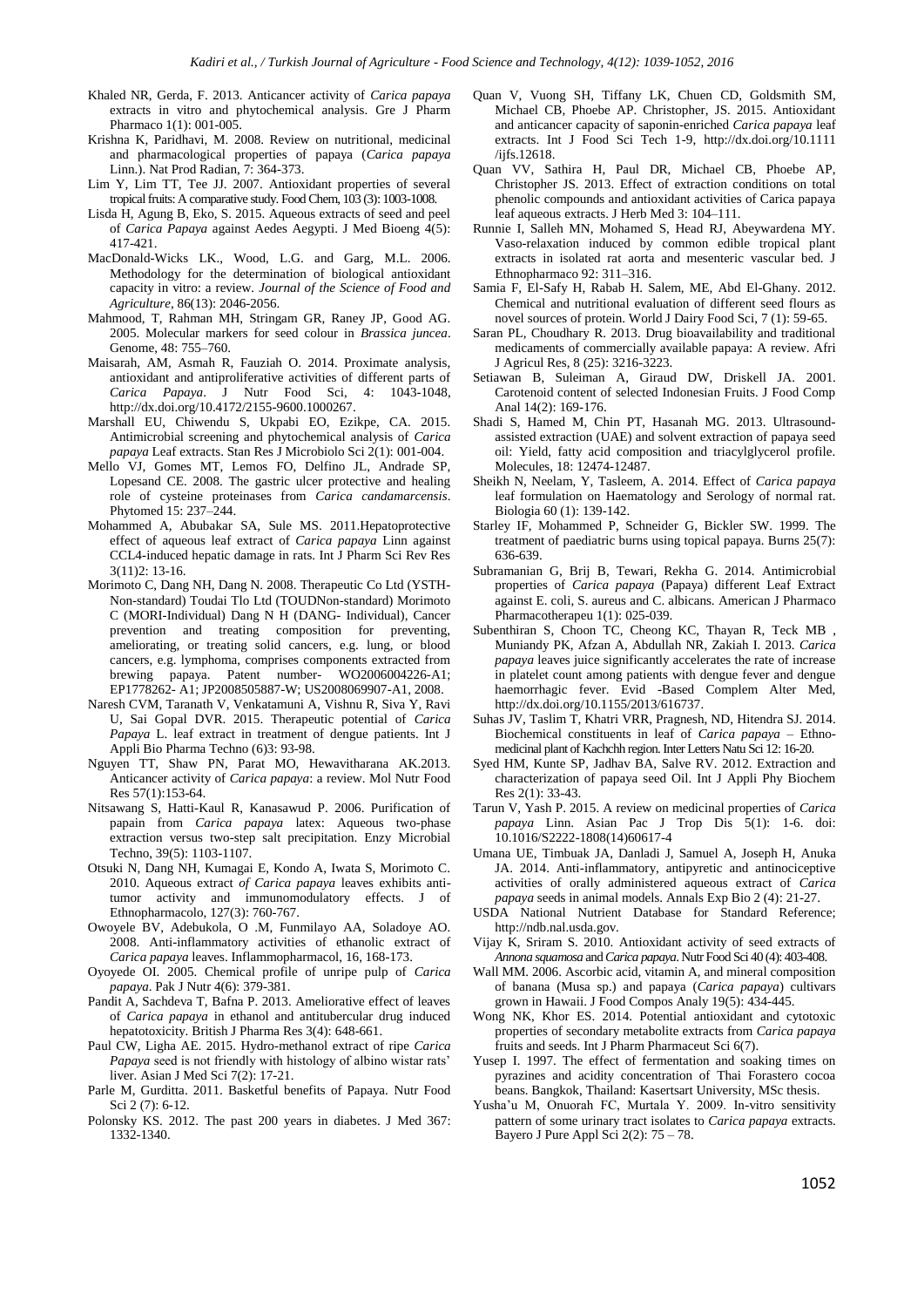Khaled NR, Gerda, F. 2013. Anticancer activity of *Carica papaya* extracts in vitro and phytochemical analysis. Gre J Pharm Pharmaco 1(1): 001-005.

Krishna K, Paridhavi, M. 2008. Review on nutritional, medicinal and pharmacological properties of papaya (*Carica papaya* Linn.). Nat Prod Radian, 7: 364-373.

Lim Y, Lim TT, Tee JJ. 2007. Antioxidant properties of several tropical fruits: A comparative study. Food Chem, 103 (3): 1003-1008.

Lisda H, Agung B, Eko, S. 2015. Aqueous extracts of seed and peel of *Carica Papaya* against Aedes Aegypti. J Med Bioeng 4(5): 417-421.

MacDonald-Wicks LK., Wood, L.G. and Garg, M.L. 2006. Methodology for the determination of biological antioxidant capacity in vitro: a review. *Journal of the Science of Food and Agriculture*, 86(13): 2046-2056.

Mahmood, T, Rahman MH, Stringam GR, Raney JP, Good AG. 2005. Molecular markers for seed colour in *Brassica juncea*. Genome, 48: 755–760.

Maisarah, AM, Asmah R, Fauziah O. 2014. Proximate analysis, antioxidant and antiproliferative activities of different parts of *Carica Papaya*. J Nutr Food Sci, 4: 1043-1048, http://dx.doi.org/10.4172/2155-9600.1000267.

Marshall EU, Chiwendu S, Ukpabi EO, Ezikpe, CA. 2015. Antimicrobial screening and phytochemical analysis of *Carica papaya* Leaf extracts. Stan Res J Microbiolo Sci 2(1): 001-004.

Mello VJ, Gomes MT, Lemos FO, Delfino JL, Andrade SP, Lopesand CE. 2008. The gastric ulcer protective and healing role of cysteine proteinases from *Carica candamarcensis*. Phytomed 15: 237–244.

Mohammed A, Abubakar SA, Sule MS. 2011.Hepatoprotective effect of aqueous leaf extract of *Carica papaya* Linn against CCL4-induced hepatic damage in rats. Int J Pharm Sci Rev Res 3(11)2: 13-16.

Morimoto C, Dang NH, Dang N. 2008. Therapeutic Co Ltd (YSTH-Non-standard) Toudai Tlo Ltd (TOUDNon-standard) Morimoto C (MORI-Individual) Dang N H (DANG- Individual), Cancer prevention and treating composition for preventing, ameliorating, or treating solid cancers, e.g. lung, or blood cancers, e.g. lymphoma, comprises components extracted from brewing papaya. Patent number- WO2006004226-A1; EP1778262- A1; JP2008505887-W; US2008069907-A1, 2008.

Naresh CVM, Taranath V, Venkatamuni A, Vishnu R, Siva Y, Ravi U, Sai Gopal DVR. 2015. Therapeutic potential of *Carica Papaya* L. leaf extract in treatment of dengue patients. Int J Appli Bio Pharma Techno (6)3: 93-98.

Nguyen TT, Shaw PN, Parat MO, Hewavitharana AK.2013. Anticancer activity of *Carica papaya*: a review. Mol Nutr Food Res 57(1):153-64.

Nitsawang S, Hatti-Kaul R, Kanasawud P. 2006. Purification of papain from *Carica papaya* latex: Aqueous two-phase extraction versus two-step salt precipitation. Enzy Microbial Techno, 39(5): 1103-1107.

Otsuki N, Dang NH, Kumagai E, Kondo A, Iwata S, Morimoto C. 2010. Aqueous extract *of Carica papaya* leaves exhibits anti-tumor activity and immunomodulatory effects. J of Ethnopharmacolo, 127(3): 760-767.

Owoyele BV, Adebukola, O .M, Funmilayo AA, Soladoye AO. 2008. Anti-inflammatory activities of ethanolic extract of *Carica papaya* leaves. Inflammopharmacol, 16, 168-173.

Oyoyede OI. 2005. Chemical profile of unripe pulp of *Carica papaya*. Pak J Nutr 4(6): 379-381.

Pandit A, Sachdeva T, Bafna P. 2013. Ameliorative effect of leaves of *Carica papaya* in ethanol and antitubercular drug induced hepatotoxicity. British J Pharma Res 3(4): 648-661.

Paul CW, Ligha AE. 2015. Hydro-methanol extract of ripe *Carica Papaya* seed is not friendly with histology of albino wistar rats' liver. Asian J Med Sci 7(2): 17-21.

Parle M, Gurditta. 2011. Basketful benefits of Papaya. Nutr Food Sci 2 (7): 6-12.

Polonsky KS. 2012. The past 200 years in diabetes. J Med 367: 1332-1340.

Quan V, Vuong SH, Tiffany LK, Chuen CD, Goldsmith SM, Michael CB, Phoebe AP. Christopher, JS. 2015. Antioxidant and anticancer capacity of saponin-enriched *Carica papaya* leaf extracts. Int J Food Sci Tech 1-9, http://dx.doi.org/10.1111 /ijfs.12618.

Quan VV, Sathira H, Paul DR, Michael CB, Phoebe AP, Christopher JS. 2013. Effect of extraction conditions on total phenolic compounds and antioxidant activities of Carica papaya leaf aqueous extracts. J Herb Med 3: 104–111.

Runnie I, Salleh MN, Mohamed S, Head RJ, Abeywardena MY. Vaso-relaxation induced by common edible tropical plant extracts in isolated rat aorta and mesenteric vascular bed. J Ethnopharmaco 92: 311–316.

Samia F, El-Safy H, Rabab H. Salem, ME, Abd El-Ghany. 2012. Chemical and nutritional evaluation of different seed flours as novel sources of protein. World J Dairy Food Sci, 7 (1): 59-65.

Saran PL, Choudhary R. 2013. Drug bioavailability and traditional medicaments of commercially available papaya: A review. Afri J Agricul Res, 8 (25): 3216-3223.

Setiawan B, Suleiman A, Giraud DW, Driskell JA. 2001. Carotenoid content of selected Indonesian Fruits. J Food Comp Anal 14(2): 169-176.

Shadi S, Hamed M, Chin PT, Hasanah MG. 2013. Ultrasound-assisted extraction (UAE) and solvent extraction of papaya seed oil: Yield, fatty acid composition and triacylglycerol profile. Molecules, 18: 12474-12487.

Sheikh N, Neelam, Y, Tasleem, A. 2014. Effect of *Carica papaya* leaf formulation on Haematology and Serology of normal rat. Biologia 60 (1): 139-142.

Starley IF, Mohammed P, Schneider G, Bickler SW. 1999. The treatment of paediatric burns using topical papaya. Burns 25(7): 636-639.

Subramanian G, Brij B, Tewari, Rekha G. 2014. Antimicrobial properties of *Carica papaya* (Papaya) different Leaf Extract against E. coli, S. aureus and C. albicans. American J Pharmaco Pharmacotherapeu 1(1): 025-039.

Subenthiran S, Choon TC, Cheong KC, Thayan R, Teck MB , Muniandy PK, Afzan A, Abdullah NR, Zakiah I. 2013. *Carica papaya* leaves juice significantly accelerates the rate of increase in platelet count among patients with dengue fever and dengue haemorrhagic fever. Evid -Based Complem Alter Med, http://dx.doi.org/10.1155/2013/616737.

Suhas JV, Taslim T, Khatri VRR, Pragnesh, ND, Hitendra SJ. 2014. Biochemical constituents in leaf of *Carica papaya* – Ethno-medicinal plant of Kachchh region. Inter Letters Natu Sci 12: 16-20.

Syed HM, Kunte SP, Jadhav BA, Salve RV. 2012. Extraction and characterization of papaya seed Oil. Int J Appli Phy Biochem Res 2(1): 33-43.

Tarun V, Yash P. 2015. A review on medicinal properties of *Carica papaya* Linn. Asian Pac J Trop Dis 5(1): 1-6. doi: 10.1016/S2222-1808(14)60617-4

Umana UE, Timbuak JA, Danladi J, Samuel A, Joseph H, Anuka JA. 2014. Anti-inflammatory, antipyretic and antinociceptive activities of orally administered aqueous extract of *Carica papaya* seeds in animal models. Annals Exp Bio 2 (4): 21-27.

USDA National Nutrient Database for Standard Reference; http://ndb.nal.usda.gov.

Vijay K, Sriram S. 2010. Antioxidant activity of seed extracts of *Annona squamosa* and *Carica papaya*. Nutr Food Sci 40 (4): 403-408.

Wall MM. 2006. Ascorbic acid, vitamin A, and mineral composition of banana (Musa sp.) and papaya (*Carica papaya*) cultivars grown in Hawaii. J Food Compos Analy 19(5): 434-445.

Wong NK, Khor ES. 2014. Potential antioxidant and cytotoxic properties of secondary metabolite extracts from *Carica papaya* fruits and seeds. Int J Pharm Pharmaceut Sci 6(7).

Yusep I. 1997. The effect of fermentation and soaking times on pyrazines and acidity concentration of Thai Forastero cocoa beans. Bangkok, Thailand: Kasertsart University, MSc thesis.

Yusha'u M, Onuorah FC, Murtala Y. 2009. In-vitro sensitivity pattern of some urinary tract isolates to *Carica papaya* extracts. Bayero J Pure Appl Sci 2(2): 75 – 78.